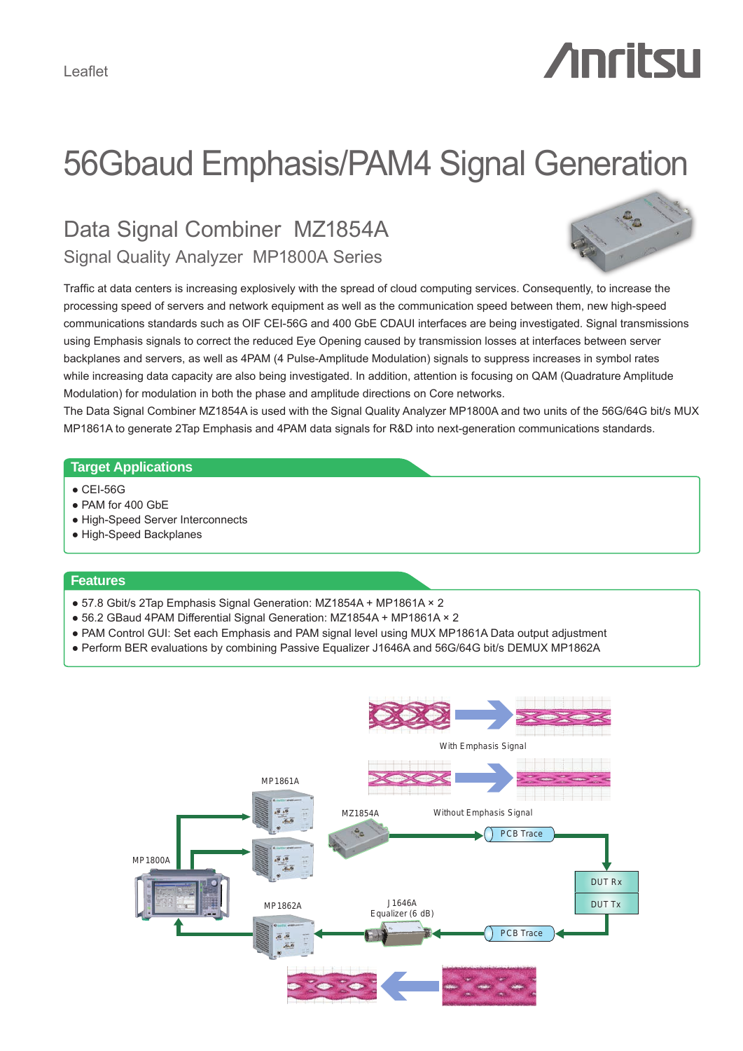Leaflet

# 56Gbaud Emphasis/PAM4 Signal Generation

## Data Signal Combiner MZ1854A

### Signal Quality Analyzer MP1800A Series

Traffic at data centers is increasing explosively with the spread of cloud computing services. Consequently, to increase the processing speed of servers and network equipment as well as the communication speed between them, new high-speed communications standards such as OIF CEI-56G and 400 GbE CDAUI interfaces are being investigated. Signal transmissions using Emphasis signals to correct the reduced Eye Opening caused by transmission losses at interfaces between server backplanes and servers, as well as 4PAM (4 Pulse-Amplitude Modulation) signals to suppress increases in symbol rates while increasing data capacity are also being investigated. In addition, attention is focusing on QAM (Quadrature Amplitude Modulation) for modulation in both the phase and amplitude directions on Core networks.
The Data Signal Combiner MZ1854A is used with the Signal Quality Analyzer MP1800A and two units of the 56G/64G bit/s MUX MP1861A to generate 2Tap Emphasis and 4PAM data signals for R&D into next-generation communications standards.

## Target Applications

- CEI-56G
- PAM for 400 GbE
- High-Speed Server Interconnects
- High-Speed Backplanes

## Features

- 57.8 Gbit/s 2Tap Emphasis Signal Generation: MZ1854A + MP1861A × 2
- 56.2 GBaud 4PAM Differential Signal Generation: MZ1854A + MP1861A × 2
- PAM Control GUI: Set each Emphasis and PAM signal level using MUX MP1861A Data output adjustment
- Perform BER evaluations by combining Passive Equalizer J1646A and 56G/64G bit/s DEMUX MP1862A

With Emphasis Signal

Without Emphasis Signal

MP1861A

MZ1854A

MP1800A

PCB Trace

DUT Rx

DUT Tx

MP1862A

J1646A
Equalizer (6 dB)

PCB Trace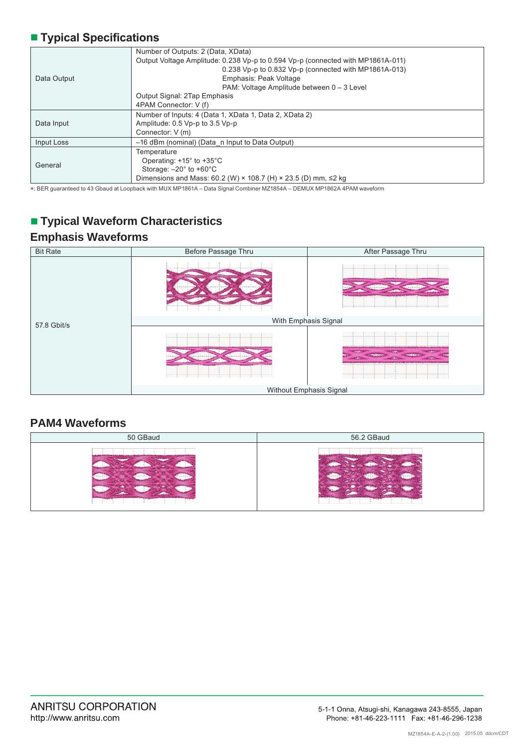## ■ Typical Specifications

| | |
|---|---|
| Data Output | Number of Outputs: 2 (Data, XData)<br>Output Voltage Amplitude: 0.238 Vp-p to 0.594 Vp-p (connected with MP1861A-011)<br>0.238 Vp-p to 0.832 Vp-p (connected with MP1861A-013)<br>Emphasis: Peak Voltage<br>PAM: Voltage Amplitude between 0 – 3 Level<br>Output Signal: 2Tap Emphasis<br>4PAM Connector: V (f) |
| Data Input | Number of Inputs: 4 (Data 1, XData 1, Data 2, XData 2)<br>Amplitude: 0.5 Vp-p to 3.5 Vp-p<br>Connector: V (m) |
| Input Loss | –16 dBm (nominal) (Data_n Input to Data Output) |
| General | Temperature<br>Operating: +15° to +35°C<br>Storage: –20° to +60°C<br>Dimensions and Mass: 60.2 (W) × 108.7 (H) × 23.5 (D) mm, ≤2 kg |

*: BER guaranteed to 43 Gbaud at Loopback with MUX MP1861A – Data Signal Combiner MZ1854A – DEMUX MP1862A 4PAM waveform

## ■ Typical Waveform Characteristics

### Emphasis Waveforms

| Bit Rate | Before Passage Thru | After Passage Thru |
|---|---|---|
| 57.8 Gbit/s | With Emphasis Signal | |
| | Without Emphasis Signal | |

### PAM4 Waveforms

| 50 GBaud | 56.2 GBaud |
|---|---|
| | |

ANRITSU CORPORATION
http://www.anritsu.com

5-1-1 Onna, Atsugi-shi, Kanagawa 243-8555, Japan
Phone: +81-46-223-1111 Fax: +81-46-296-1238

MZ1854A-E-A-2-(1.00) 2015.05 ddcm/CDT